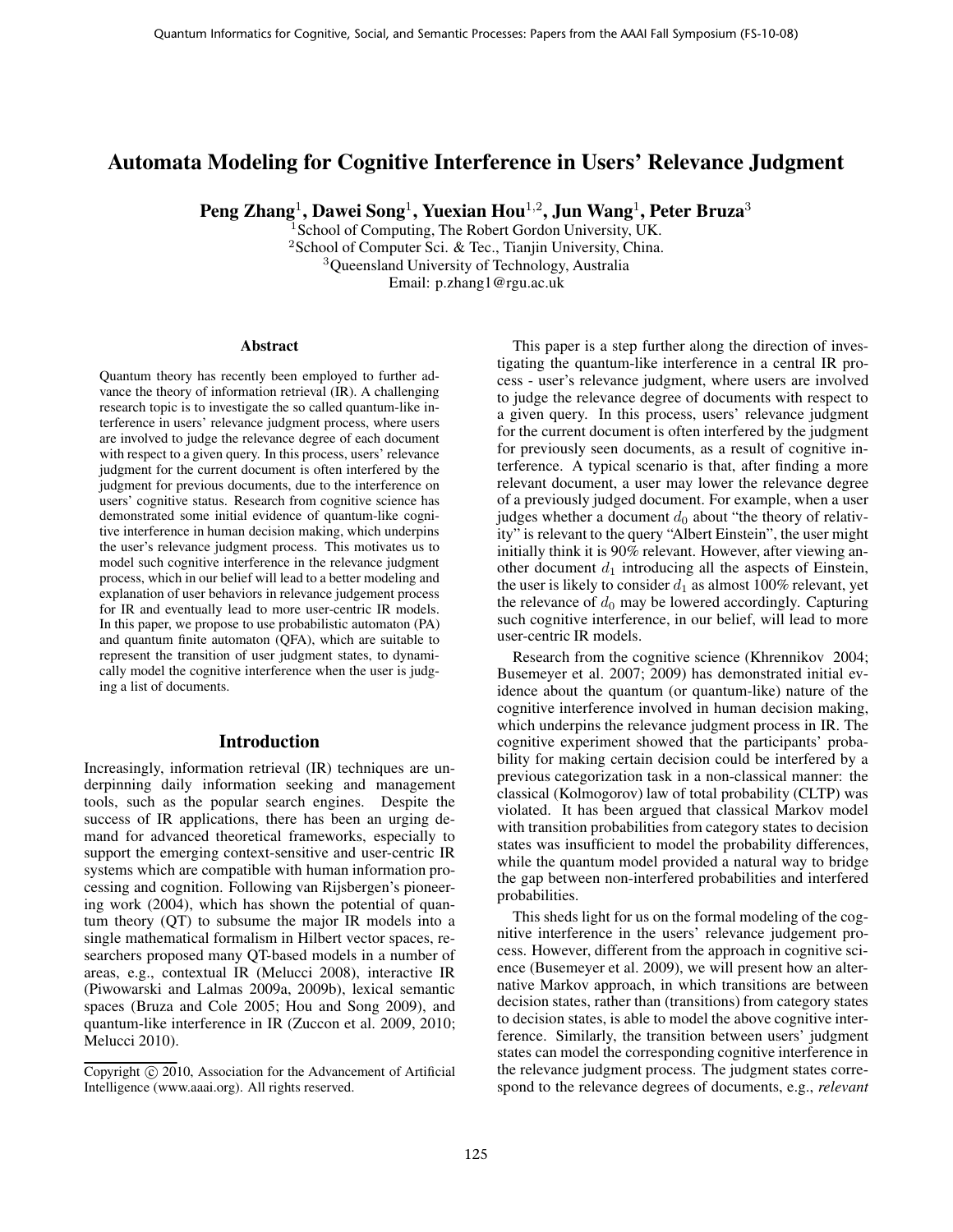# Automata Modeling for Cognitive Interference in Users' Relevance Judgment

**Peng Zhang**[1], **Dawei Song**[1], **Yuexian Hou**[1,2], **Jun Wang**[1], **Peter Bruza**[3]

[1]School of Computing, The Robert Gordon University, UK.
[2]School of Computer Sci. & Tec., Tianjin University, China.
[3]Queensland University of Technology, Australia
Email: p.zhang1@rgu.ac.uk

### Abstract

Quantum theory has recently been employed to further advance the theory of information retrieval (IR). A challenging research topic is to investigate the so called quantum-like interference in users' relevance judgment process, where users are involved to judge the relevance degree of each document with respect to a given query. In this process, users' relevance judgment for the current document is often interfered by the judgment for previous documents, due to the interference on users' cognitive status. Research from cognitive science has demonstrated some initial evidence of quantum-like cognitive interference in human decision making, which underpins the user's relevance judgment process. This motivates us to model such cognitive interference in the relevance judgment process, which in our belief will lead to a better modeling and explanation of user behaviors in relevance judgement process for IR and eventually lead to more user-centric IR models. In this paper, we propose to use probabilistic automaton (PA) and quantum finite automaton (QFA), which are suitable to represent the transition of user judgment states, to dynamically model the cognitive interference when the user is judging a list of documents.

## Introduction

Increasingly, information retrieval (IR) techniques are underpinning daily information seeking and management tools, such as the popular search engines. Despite the success of IR applications, there has been an urging demand for advanced theoretical frameworks, especially to support the emerging context-sensitive and user-centric IR systems which are compatible with human information processing and cognition. Following van Rijsbergen's pioneering work (2004), which has shown the potential of quantum theory (QT) to subsume the major IR models into a single mathematical formalism in Hilbert vector spaces, researchers proposed many QT-based models in a number of areas, e.g., contextual IR (Melucci 2008), interactive IR (Piwowarski and Lalmas 2009a, 2009b), lexical semantic spaces (Bruza and Cole 2005; Hou and Song 2009), and quantum-like interference in IR (Zuccon et al. 2009, 2010; Melucci 2010).

Copyright © 2010, Association for the Advancement of Artificial Intelligence (www.aaai.org). All rights reserved.

This paper is a step further along the direction of investigating the quantum-like interference in a central IR process - user's relevance judgment, where users are involved to judge the relevance degree of documents with respect to a given query. In this process, users' relevance judgment for the current document is often interfered by the judgment for previously seen documents, as a result of cognitive interference. A typical scenario is that, after finding a more relevant document, a user may lower the relevance degree of a previously judged document. For example, when a user judges whether a document $d_0$ about "the theory of relativity" is relevant to the query "Albert Einstein", the user might initially think it is 90% relevant. However, after viewing another document $d_1$ introducing all the aspects of Einstein, the user is likely to consider $d_1$ as almost 100% relevant, yet the relevance of $d_0$ may be lowered accordingly. Capturing such cognitive interference, in our belief, will lead to more user-centric IR models.

Research from the cognitive science (Khrennikov 2004; Busemeyer et al. 2007; 2009) has demonstrated initial evidence about the quantum (or quantum-like) nature of the cognitive interference involved in human decision making, which underpins the relevance judgment process in IR. The cognitive experiment showed that the participants' probability for making certain decision could be interfered by a previous categorization task in a non-classical manner: the classical (Kolmogorov) law of total probability (CLTP) was violated. It has been argued that classical Markov model with transition probabilities from category states to decision states was insufficient to model the probability differences, while the quantum model provided a natural way to bridge the gap between non-interfered probabilities and interfered probabilities.

This sheds light for us on the formal modeling of the cognitive interference in the users' relevance judgement process. However, different from the approach in cognitive science (Busemeyer et al. 2009), we will present how an alternative Markov approach, in which transitions are between decision states, rather than (transitions) from category states to decision states, is able to model the above cognitive interference. Similarly, the transition between users' judgment states can model the corresponding cognitive interference in the relevance judgment process. The judgment states correspond to the relevance degrees of documents, e.g., *relevant*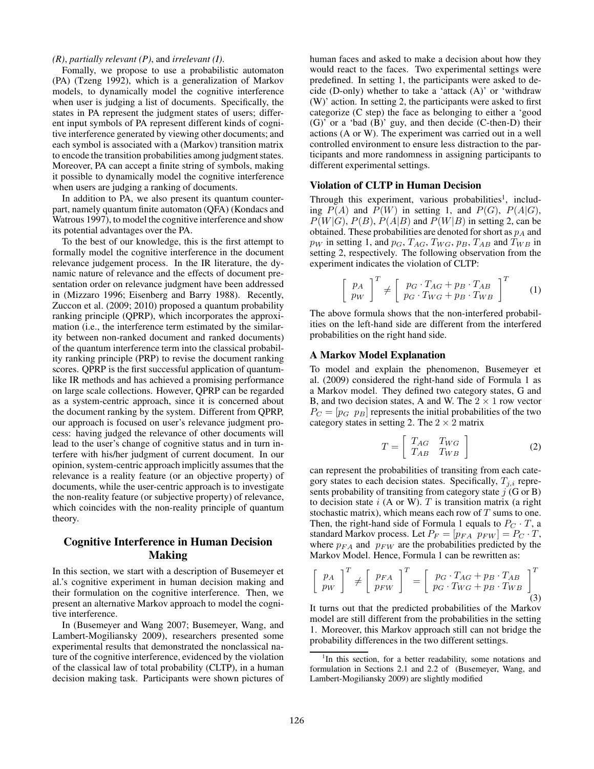*(R)*, *partially relevant (P)*, and *irrelevant (I)*.

Fomally, we propose to use a probabilistic automaton (PA) (Tzeng 1992), which is a generalization of Markov models, to dynamically model the cognitive interference when user is judging a list of documents. Specifically, the states in PA represent the judgment states of users; different input symbols of PA represent different kinds of cognitive interference generated by viewing other documents; and each symbol is associated with a (Markov) transition matrix to encode the transition probabilities among judgment states. Moreover, PA can accept a finite string of symbols, making it possible to dynamically model the cognitive interference when users are judging a ranking of documents.

In addition to PA, we also present its quantum counterpart, namely quantum finite automaton (QFA) (Kondacs and Watrous 1997), to model the cognitive interference and show its potential advantages over the PA.

To the best of our knowledge, this is the first attempt to formally model the cognitive interference in the document relevance judgement process. In the IR literature, the dynamic nature of relevance and the effects of document presentation order on relevance judgment have been addressed in (Mizzaro 1996; Eisenberg and Barry 1988). Recently, Zuccon et al. (2009; 2010) proposed a quantum probability ranking principle (QPRP), which incorporates the approximation (i.e., the interference term estimated by the similarity between non-ranked document and ranked documents) of the quantum interference term into the classical probability ranking principle (PRP) to revise the document ranking scores. QPRP is the first successful application of quantum-like IR methods and has achieved a promising performance on large scale collections. However, QPRP can be regarded as a system-centric approach, since it is concerned about the document ranking by the system. Different from QPRP, our approach is focused on user's relevance judgment process: having judged the relevance of other documents will lead to the user's change of cognitive status and in turn interfere with his/her judgment of current document. In our opinion, system-centric approach implicitly assumes that the relevance is a reality feature (or an objective property) of documents, while the user-centric approach is to investigate the non-reality feature (or subjective property) of relevance, which coincides with the non-reality principle of quantum theory.

## Cognitive Interference in Human Decision Making

In this section, we start with a description of Busemeyer et al.'s cognitive experiment in human decision making and their formulation on the cognitive interference. Then, we present an alternative Markov approach to model the cognitive interference.

In (Busemeyer and Wang 2007; Busemeyer, Wang, and Lambert-Mogiliansky 2009), researchers presented some experimental results that demonstrated the nonclassical nature of the cognitive interference, evidenced by the violation of the classical law of total probability (CLTP), in a human decision making task. Participants were shown pictures of human faces and asked to make a decision about how they would react to the faces. Two experimental settings were predefined. In setting 1, the participants were asked to decide (D-only) whether to take a 'attack (A)' or 'withdraw (W)' action. In setting 2, the participants were asked to first categorize (C step) the face as belonging to either a 'good (G)' or a 'bad (B)' guy, and then decide (C-then-D) their actions (A or W). The experiment was carried out in a well controlled environment to ensure less distraction to the participants and more randomness in assigning participants to different experimental settings.

### Violation of CLTP in Human Decision

Through this experiment, various probabilities[1], including $P(A)$ and $P(W)$ in setting 1, and $P(G)$, $P(A|G)$, $P(W|G)$, $P(B)$, $P(A|B)$ and $P(W|B)$ in setting 2, can be obtained. These probabilities are denoted for short as $p_A$ and $p_W$ in setting 1, and $p_G$, $T_{AG}$, $T_{WG}$, $p_B$, $T_{AB}$ and $T_{WB}$ in setting 2, respectively. The following observation from the experiment indicates the violation of CLTP:

$$\begin{bmatrix} p_A \\ p_W \end{bmatrix}^T \neq \begin{bmatrix} p_G \cdot T_{AG} + p_B \cdot T_{AB} \\ p_G \cdot T_{WG} + p_B \cdot T_{WB} \end{bmatrix}^T \tag{1}$$

The above formula shows that the non-interfered probabilities on the left-hand side are different from the interfered probabilities on the right hand side.

### A Markov Model Explanation

To model and explain the phenomenon, Busemeyer et al. (2009) considered the right-hand side of Formula 1 as a Markov model. They defined two category states, G and B, and two decision states, A and W. The $2 \times 1$ row vector $P_C = [p_G \;\; p_B]$ represents the initial probabilities of the two category states in setting 2. The $2 \times 2$ matrix

$$T = \begin{bmatrix} T_{AG} & T_{WG} \\ T_{AB} & T_{WB} \end{bmatrix} \tag{2}$$

can represent the probabilities of transiting from each category states to each decision states. Specifically, $T_{j,i}$ represents probability of transiting from category state $j$ (G or B) to decision state $i$ (A or W). $T$ is transition matrix (a right stochastic matrix), which means each row of $T$ sums to one. Then, the right-hand side of Formula 1 equals to $P_C \cdot T$, a standard Markov process. Let $P_F = [p_{FA} \;\; p_{FW}] = P_C \cdot T$, where $p_{FA}$ and $p_{FW}$ are the probabilities predicted by the Markov Model. Hence, Formula 1 can be rewritten as:

$$\begin{bmatrix} p_A \\ p_W \end{bmatrix}^T \neq \begin{bmatrix} p_{FA} \\ p_{FW} \end{bmatrix}^T = \begin{bmatrix} p_G \cdot T_{AG} + p_B \cdot T_{AB} \\ p_G \cdot T_{WG} + p_B \cdot T_{WB} \end{bmatrix}^T \tag{3}$$

It turns out that the predicted probabilities of the Markov model are still different from the probabilities in the setting 1. Moreover, this Markov approach still can not bridge the probability differences in the two different settings.

[1] In this section, for a better readability, some notations and formulation in Sections 2.1 and 2.2 of (Busemeyer, Wang, and Lambert-Mogiliansky 2009) are slightly modified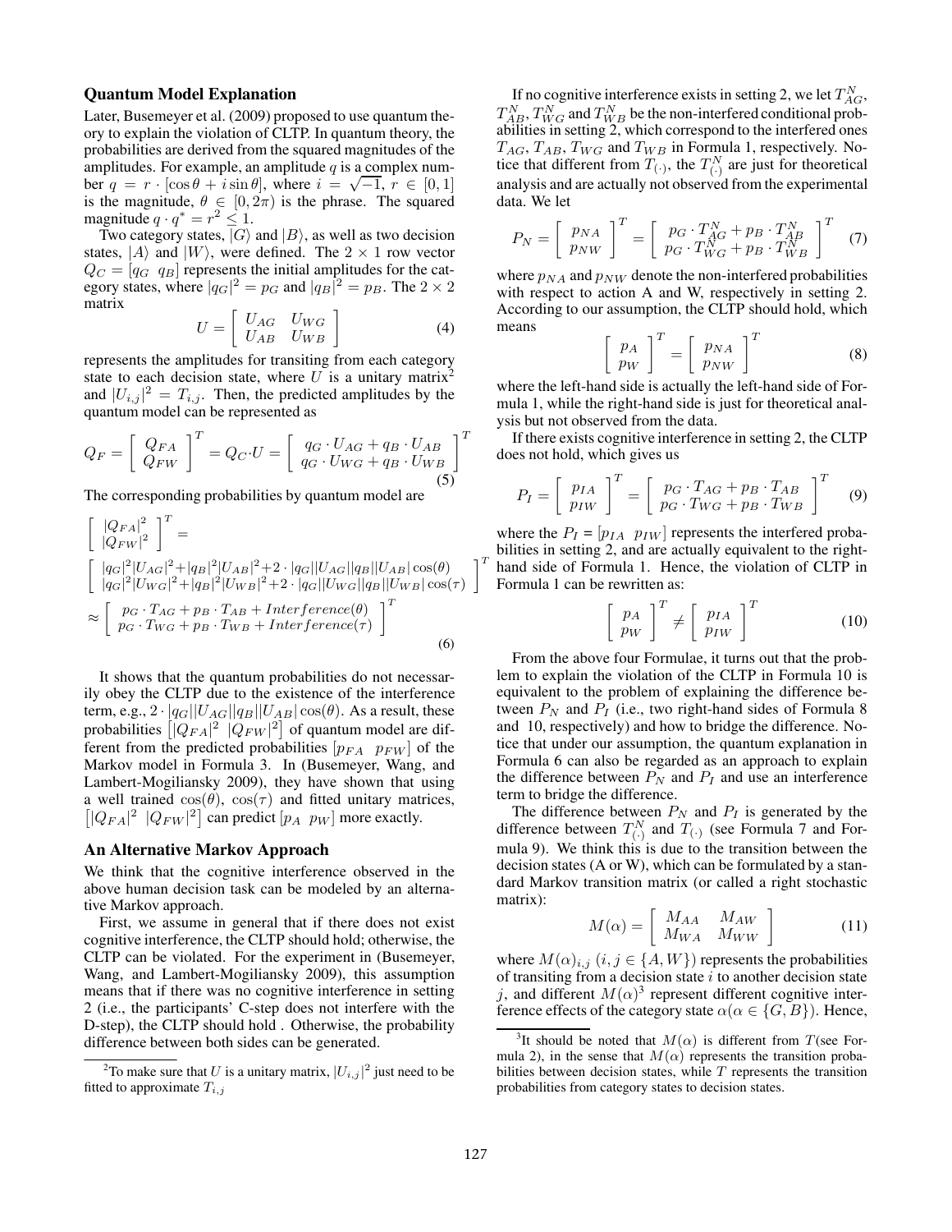### Quantum Model Explanation

Later, Busemeyer et al. (2009) proposed to use quantum theory to explain the violation of CLTP. In quantum theory, the probabilities are derived from the squared magnitudes of the amplitudes. For example, an amplitude $q$ is a complex number $q = r \cdot [\cos\theta + i \sin\theta]$, where $i = \sqrt{-1}$, $r \in [0, 1]$ is the magnitude, $\theta \in [0, 2\pi)$ is the phrase. The squared magnitude $q \cdot q^* = r^2 \leq 1$.

Two category states, $|G\rangle$ and $|B\rangle$, as well as two decision states, $|A\rangle$ and $|W\rangle$, were defined. The $2 \times 1$ row vector $Q_C = [q_G \;\; q_B]$ represents the initial amplitudes for the category states, where $|q_G|^2 = p_G$ and $|q_B|^2 = p_B$. The $2 \times 2$ matrix

$$U = \begin{bmatrix} U_{AG} & U_{WG} \\ U_{AB} & U_{WB} \end{bmatrix} \tag{4}$$

represents the amplitudes for transiting from each category state to each decision state, where $U$ is a unitary matrix[2] and $|U_{i,j}|^2 = T_{i,j}$. Then, the predicted amplitudes by the quantum model can be represented as

$$Q_F = \begin{bmatrix} Q_{FA} \\ Q_{FW} \end{bmatrix}^T = Q_C \cdot U = \begin{bmatrix} q_G \cdot U_{AG} + q_B \cdot U_{AB} \\ q_G \cdot U_{WG} + q_B \cdot U_{WB} \end{bmatrix}^T \tag{5}$$

The corresponding probabilities by quantum model are

$$\begin{aligned}
&\begin{bmatrix} |Q_{FA}|^2 \\ |Q_{FW}|^2 \end{bmatrix}^T = \\
&\begin{bmatrix} |q_G|^2|U_{AG}|^2 + |q_B|^2|U_{AB}|^2 + 2 \cdot |q_G||U_{AG}||q_B||U_{AB}|\cos(\theta) \\ |q_G|^2|U_{WG}|^2 + |q_B|^2|U_{WB}|^2 + 2 \cdot |q_G||U_{WG}||q_B||U_{WB}|\cos(\tau) \end{bmatrix}^T \\
&\approx \begin{bmatrix} p_G \cdot T_{AG} + p_B \cdot T_{AB} + Interference(\theta) \\ p_G \cdot T_{WG} + p_B \cdot T_{WB} + Interference(\tau) \end{bmatrix}^T
\end{aligned} \tag{6}$$

It shows that the quantum probabilities do not necessarily obey the CLTP due to the existence of the interference term, e.g., $2 \cdot |q_G||U_{AG}||q_B||U_{AB}|\cos(\theta)$. As a result, these probabilities $\left[|Q_{FA}|^2 \;\; |Q_{FW}|^2\right]$ of quantum model are different from the predicted probabilities $[p_{FA} \;\; p_{FW}]$ of the Markov model in Formula 3. In (Busemeyer, Wang, and Lambert-Mogiliansky 2009), they have shown that using a well trained $\cos(\theta)$, $\cos(\tau)$ and fitted unitary matrices, $\left[|Q_{FA}|^2 \;\; |Q_{FW}|^2\right]$ can predict $[p_A \;\; p_W]$ more exactly.

### An Alternative Markov Approach

We think that the cognitive interference observed in the above human decision task can be modeled by an alternative Markov approach.

First, we assume in general that if there does not exist cognitive interference, the CLTP should hold; otherwise, the CLTP can be violated. For the experiment in (Busemeyer, Wang, and Lambert-Mogiliansky 2009), this assumption means that if there was no cognitive interference in setting 2 (i.e., the participants' C-step does not interfere with the D-step), the CLTP should hold . Otherwise, the probability difference between both sides can be generated.

If no cognitive interference exists in setting 2, we let $T^N_{AG}$, $T^N_{AB}$, $T^N_{WG}$ and $T^N_{WB}$ be the non-interfered conditional probabilities in setting 2, which correspond to the interfered ones $T_{AG}$, $T_{AB}$, $T_{WG}$ and $T_{WB}$ in Formula 1, respectively. Notice that different from $T_{(\cdot)}$, the $T^N_{(\cdot)}$ are just for theoretical analysis and are actually not observed from the experimental data. We let

$$P_N = \begin{bmatrix} p_{NA} \\ p_{NW} \end{bmatrix}^T = \begin{bmatrix} p_G \cdot T^N_{AG} + p_B \cdot T^N_{AB} \\ p_G \cdot T^N_{WG} + p_B \cdot T^N_{WB} \end{bmatrix}^T \tag{7}$$

where $p_{NA}$ and $p_{NW}$ denote the non-interfered probabilities with respect to action A and W, respectively in setting 2. According to our assumption, the CLTP should hold, which means

$$\begin{bmatrix} p_A \\ p_W \end{bmatrix}^T = \begin{bmatrix} p_{NA} \\ p_{NW} \end{bmatrix}^T \tag{8}$$

where the left-hand side is actually the left-hand side of Formula 1, while the right-hand side is just for theoretical analysis but not observed from the data.

If there exists cognitive interference in setting 2, the CLTP does not hold, which gives us

$$P_I = \begin{bmatrix} p_{IA} \\ p_{IW} \end{bmatrix}^T = \begin{bmatrix} p_G \cdot T_{AG} + p_B \cdot T_{AB} \\ p_G \cdot T_{WG} + p_B \cdot T_{WB} \end{bmatrix}^T \tag{9}$$

where the $P_I = [p_{IA} \;\; p_{IW}]$ represents the interfered probabilities in setting 2, and are actually equivalent to the right-hand side of Formula 1. Hence, the violation of CLTP in Formula 1 can be rewritten as:

$$\begin{bmatrix} p_A \\ p_W \end{bmatrix}^T \neq \begin{bmatrix} p_{IA} \\ p_{IW} \end{bmatrix}^T \tag{10}$$

From the above four Formulae, it turns out that the problem to explain the violation of the CLTP in Formula 10 is equivalent to the problem of explaining the difference between $P_N$ and $P_I$ (i.e., two right-hand sides of Formula 8 and 10, respectively) and how to bridge the difference. Notice that under our assumption, the quantum explanation in Formula 6 can also be regarded as an approach to explain the difference between $P_N$ and $P_I$ and use an interference term to bridge the difference.

The difference between $P_N$ and $P_I$ is generated by the difference between $T^N_{(\cdot)}$ and $T_{(\cdot)}$ (see Formula 7 and Formula 9). We think this is due to the transition between the decision states (A or W), which can be formulated by a standard Markov transition matrix (or called a right stochastic matrix):

$$M(\alpha) = \begin{bmatrix} M_{AA} & M_{AW} \\ M_{WA} & M_{WW} \end{bmatrix} \tag{11}$$

where $M(\alpha)_{i,j}$ $(i, j \in \{A, W\})$ represents the probabilities of transiting from a decision state $i$ to another decision state $j$, and different $M(\alpha)$[3] represent different cognitive interference effects of the category state $\alpha (\alpha \in \{G, B\})$. Hence,

[2] To make sure that $U$ is a unitary matrix, $|U_{i,j}|^2$ just need to be fitted to approximate $T_{i,j}$

[3] It should be noted that $M(\alpha)$ is different from $T$(see Formula 2), in the sense that $M(\alpha)$ represents the transition probabilities between decision states, while $T$ represents the transition probabilities from category states to decision states.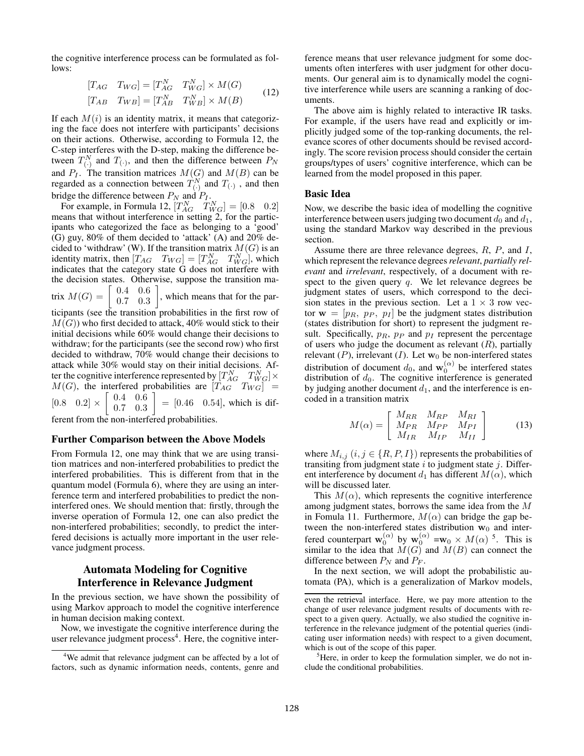the cognitive interference process can be formulated as follows:

$$\begin{aligned} [T_{AG} \quad T_{WG}] &= [T_{AG}^N \quad T_{WG}^N] \times M(G) \\ [T_{AB} \quad T_{WB}] &= [T_{AB}^N \quad T_{WB}^N] \times M(B) \end{aligned} \tag{12}$$

If each $M(i)$ is an identity matrix, it means that categorizing the face does not interfere with participants' decisions on their actions. Otherwise, according to Formula 12, the C-step interferes with the D-step, making the difference between $T_{(\cdot)}^N$ and $T_{(\cdot)}$, and then the difference between $P_N$ and $P_I$. The transition matrices $M(G)$ and $M(B)$ can be regarded as a connection between $T_{(\cdot)}^N$ and $T_{(\cdot)}$, and then bridge the difference between $P_N$ and $P_I$.

For example, in Formula 12, $[T_{AG}^N \quad T_{WG}^N] = [0.8 \quad 0.2]$ means that without interference in setting 2, for the participants who categorized the face as belonging to a 'good' (G) guy, 80% of them decided to 'attack' (A) and 20% decided to 'withdraw' (W). If the transition matrix $M(G)$ is an identity matrix, then $[T_{AG} \quad T_{WG}] = [T_{AG}^N \quad T_{WG}^N]$, which indicates that the category state G does not interfere with the decision states. Otherwise, suppose the transition matrix $M(G) = \begin{bmatrix} 0.4 & 0.6 \\ 0.7 & 0.3 \end{bmatrix}$, which means that for the participants (see the transition probabilities in the first row of $M(G)$) who first decided to attack, 40% would stick to their initial decisions while 60% would change their decisions to withdraw; for the participants (see the second row) who first decided to withdraw, 70% would change their decisions to attack while 30% would stay on their initial decisions. After the cognitive interference represented by $[T_{AG}^N \quad T_{WG}^N] \times M(G)$, the interfered probabilities are $[T_{AG} \quad T_{WG}] = [0.8 \quad 0.2] \times \begin{bmatrix} 0.4 & 0.6 \\ 0.7 & 0.3 \end{bmatrix} = [0.46 \quad 0.54]$, which is different from the non-interfered probabilities.

### Further Comparison between the Above Models

From Formula 12, one may think that we are using transition matrices and non-interfered probabilities to predict the interfered probabilities. This is different from that in the quantum model (Formula 6), where they are using an interference term and interfered probabilities to predict the non-interfered ones. We should mention that: firstly, through the inverse operation of Formula 12, one can also predict the non-interfered probabilities; secondly, to predict the interfered decisions is actually more important in the user relevance judgment process.

## Automata Modeling for Cognitive Interference in Relevance Judgment

In the previous section, we have shown the possibility of using Markov approach to model the cognitive interference in human decision making context.

Now, we investigate the cognitive interference during the user relevance judgment process[4]. Here, the cognitive interference means that user relevance judgment for some documents often interferes with user judgment for other documents. Our general aim is to dynamically model the cognitive interference while users are scanning a ranking of documents.

The above aim is highly related to interactive IR tasks. For example, if the users have read and explicitly or implicitly judged some of the top-ranking documents, the relevance scores of other documents should be revised accordingly. The score revision process should consider the certain groups/types of users' cognitive interference, which can be learned from the model proposed in this paper.

### Basic Idea

Now, we describe the basic idea of modelling the cognitive interference between users judging two document $d_0$ and $d_1$, using the standard Markov way described in the previous section.

Assume there are three relevance degrees, $R$, $P$, and $I$, which represent the relevance degrees *relevant*, *partially relevant* and *irrelevant*, respectively, of a document with respect to the given query $q$. We let relevance degrees be judgment states of users, which correspond to the decision states in the previous section. Let a $1 \times 3$ row vector $\mathbf{w} = [p_R, \ p_P, \ p_I]$ be the judgment states distribution (states distribution for short) to represent the judgment result. Specifically, $p_R$, $p_P$ and $p_I$ represent the percentage of users who judge the document as relevant ($R$), partially relevant ($P$), irrelevant ($I$). Let $\mathbf{w}_0$ be non-interfered states distribution of document $d_0$, and $\mathbf{w}_0^{(\alpha)}$ be interfered states distribution of $d_0$. The cognitive interference is generated by judging another document $d_1$, and the interference is encoded in a transition matrix

$$M(\alpha) = \begin{bmatrix} M_{RR} & M_{RP} & M_{RI} \\ M_{PR} & M_{PP} & M_{PI} \\ M_{IR} & M_{IP} & M_{II} \end{bmatrix} \tag{13}$$

where $M_{i,j}$ $(i, j \in \{R, P, I\})$ represents the probabilities of transiting from judgment state $i$ to judgment state $j$. Different interference by document $d_1$ has different $M(\alpha)$, which will be discussed later.

This $M(\alpha)$, which represents the cognitive interference among judgment states, borrows the same idea from the $M$ in Fomula 11. Furthermore, $M(\alpha)$ can bridge the gap between the non-interfered states distribution $\mathbf{w}_0$ and interfered counterpart $\mathbf{w}_0^{(\alpha)}$ by $\mathbf{w}_0^{(\alpha)} = \mathbf{w}_0 \times M(\alpha)$ [5]. This is similar to the idea that $M(G)$ and $M(B)$ can connect the difference between $P_N$ and $P_F$.

In the next section, we will adopt the probabilistic automata (PA), which is a generalization of Markov models,

---

[4] We admit that relevance judgment can be affected by a lot of factors, such as dynamic information needs, contents, genre and even the retrieval interface. Here, we pay more attention to the change of user relevance judgment results of documents with respect to a given query. Actually, we also studied the cognitive interference in the relevance judgment of the potential queries (indicating user information needs) with respect to a given document, which is out of the scope of this paper.

[5] Here, in order to keep the formulation simpler, we do not include the conditional probabilities.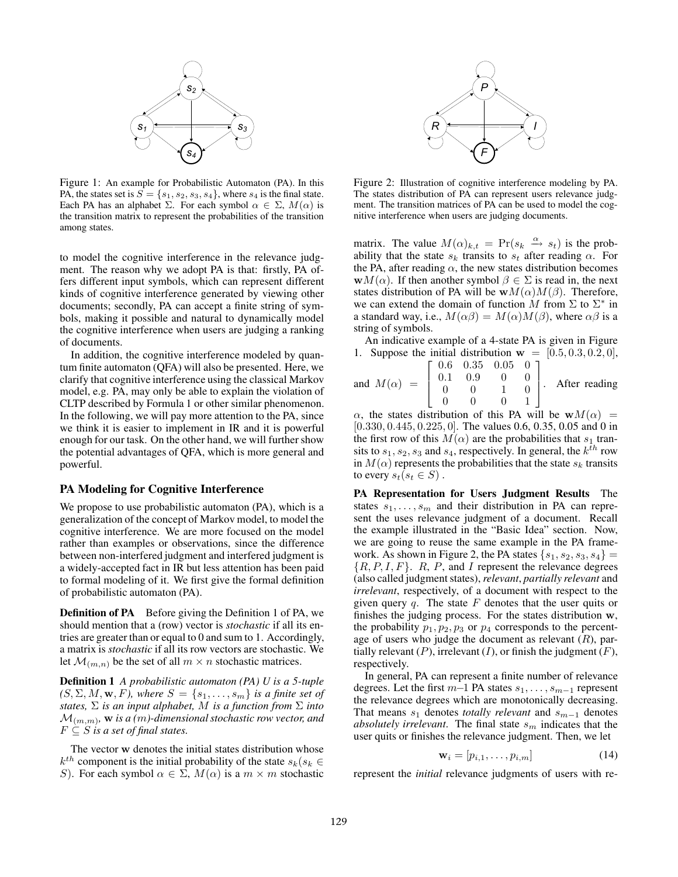Figure 1: An example for Probabilistic Automaton (PA). In this PA, the states set is $S = \{s_1, s_2, s_3, s_4\}$, where $s_4$ is the final state. Each PA has an alphabet $\Sigma$. For each symbol $\alpha \in \Sigma$, $M(\alpha)$ is the transition matrix to represent the probabilities of the transition among states.

to model the cognitive interference in the relevance judgment. The reason why we adopt PA is that: firstly, PA offers different input symbols, which can represent different kinds of cognitive interference generated by viewing other documents; secondly, PA can accept a finite string of symbols, making it possible and natural to dynamically model the cognitive interference when users are judging a ranking of documents.

In addition, the cognitive interference modeled by quantum finite automaton (QFA) will also be presented. Here, we clarify that cognitive interference using the classical Markov model, e.g. PA, may only be able to explain the violation of CLTP described by Formula 1 or other similar phenomenon. In the following, we will pay more attention to the PA, since we think it is easier to implement in IR and it is powerful enough for our task. On the other hand, we will further show the potential advantages of QFA, which is more general and powerful.

## PA Modeling for Cognitive Interference

We propose to use probabilistic automaton (PA), which is a generalization of the concept of Markov model, to model the cognitive interference. We are more focused on the model rather than examples or observations, since the difference between non-interfered judgment and interfered judgment is a widely-accepted fact in IR but less attention has been paid to formal modeling of it. We first give the formal definition of probabilistic automaton (PA).

**Definition of PA** Before giving the Definition 1 of PA, we should mention that a (row) vector is *stochastic* if all its entries are greater than or equal to 0 and sum to 1. Accordingly, a matrix is *stochastic* if all its row vectors are stochastic. We let $\mathcal{M}_{(m,n)}$ be the set of all $m \times n$ stochastic matrices.

**Definition 1** *A probabilistic automaton (PA) U is a 5-tuple $(S, \Sigma, M, \mathbf{w}, F)$, where $S = \{s_1, \ldots, s_m\}$ is a finite set of states, $\Sigma$ is an input alphabet, $M$ is a function from $\Sigma$ into $\mathcal{M}_{(m,m)}$, $\mathbf{w}$ is a $(m)$-dimensional stochastic row vector, and $F \subseteq S$ is a set of final states.*

The vector $\mathbf{w}$ denotes the initial states distribution whose $k^{th}$ component is the initial probability of the state $s_k (s_k \in S)$. For each symbol $\alpha \in \Sigma$, $M(\alpha)$ is a $m \times m$ stochastic matrix. The value $M(\alpha)_{k,t} = \Pr(s_k \xrightarrow{\alpha} s_t)$ is the probability that the state $s_k$ transits to $s_t$ after reading $\alpha$. For the PA, after reading $\alpha$, the new states distribution becomes $\mathbf{w}M(\alpha)$. If then another symbol $\beta \in \Sigma$ is read in, the next states distribution of PA will be $\mathbf{w}M(\alpha)M(\beta)$. Therefore, we can extend the domain of function $M$ from $\Sigma$ to $\Sigma^*$ in a standard way, i.e., $M(\alpha\beta) = M(\alpha)M(\beta)$, where $\alpha\beta$ is a string of symbols.

An indicative example of a 4-state PA is given in Figure 1. Suppose the initial distribution $\mathbf{w} = [0.5, 0.3, 0.2, 0]$, and $M(\alpha) = \begin{bmatrix} 0.6 & 0.35 & 0.05 & 0 \\ 0.1 & 0.9 & 0 & 0 \\ 0 & 0 & 1 & 0 \\ 0 & 0 & 0 & 1 \end{bmatrix}$. After reading $\alpha$, the states distribution of this PA will be $\mathbf{w}M(\alpha) = [0.330, 0.445, 0.225, 0]$. The values 0.6, 0.35, 0.05 and 0 in the first row of this $M(\alpha)$ are the probabilities that $s_1$ transits to $s_1$, $s_2$, $s_3$ and $s_4$, respectively. In general, the $k^{th}$ row in $M(\alpha)$ represents the probabilities that the state $s_k$ transits to every $s_t (s_t \in S)$.

Figure 2: Illustration of cognitive interference modeling by PA. The states distribution of PA can represent users relevance judgment. The transition matrices of PA can be used to model the cognitive interference when users are judging documents.

**PA Representation for Users Judgment Results** The states $s_1, \ldots, s_m$ and their distribution in PA can represent the uses relevance judgment of a document. Recall the example illustrated in the "Basic Idea" section. Now, we are going to reuse the same example in the PA framework. As shown in Figure 2, the PA states $\{s_1, s_2, s_3, s_4\} = \{R, P, I, F\}$. $R$, $P$, and $I$ represent the relevance degrees (also called judgment states), *relevant*, *partially relevant* and *irrelevant*, respectively, of a document with respect to the given query $q$. The state $F$ denotes that the user quits or finishes the judging process. For the states distribution $\mathbf{w}$, the probability $p_1, p_2, p_3$ or $p_4$ corresponds to the percentage of users who judge the document as relevant ($R$), partially relevant ($P$), irrelevant ($I$), or finish the judgment ($F$), respectively.

In general, PA can represent a finite number of relevance degrees. Let the first $m$–1 PA states $s_1, \ldots, s_{m-1}$ represent the relevance degrees which are monotonically decreasing. That means $s_1$ denotes *totally relevant* and $s_{m-1}$ denotes *absolutely irrelevant*. The final state $s_m$ indicates that the user quits or finishes the relevance judgment. Then, we let

$$\mathbf{w}_i = [p_{i,1}, \ldots, p_{i,m}] \tag{14}$$

represent the *initial* relevance judgments of users with re-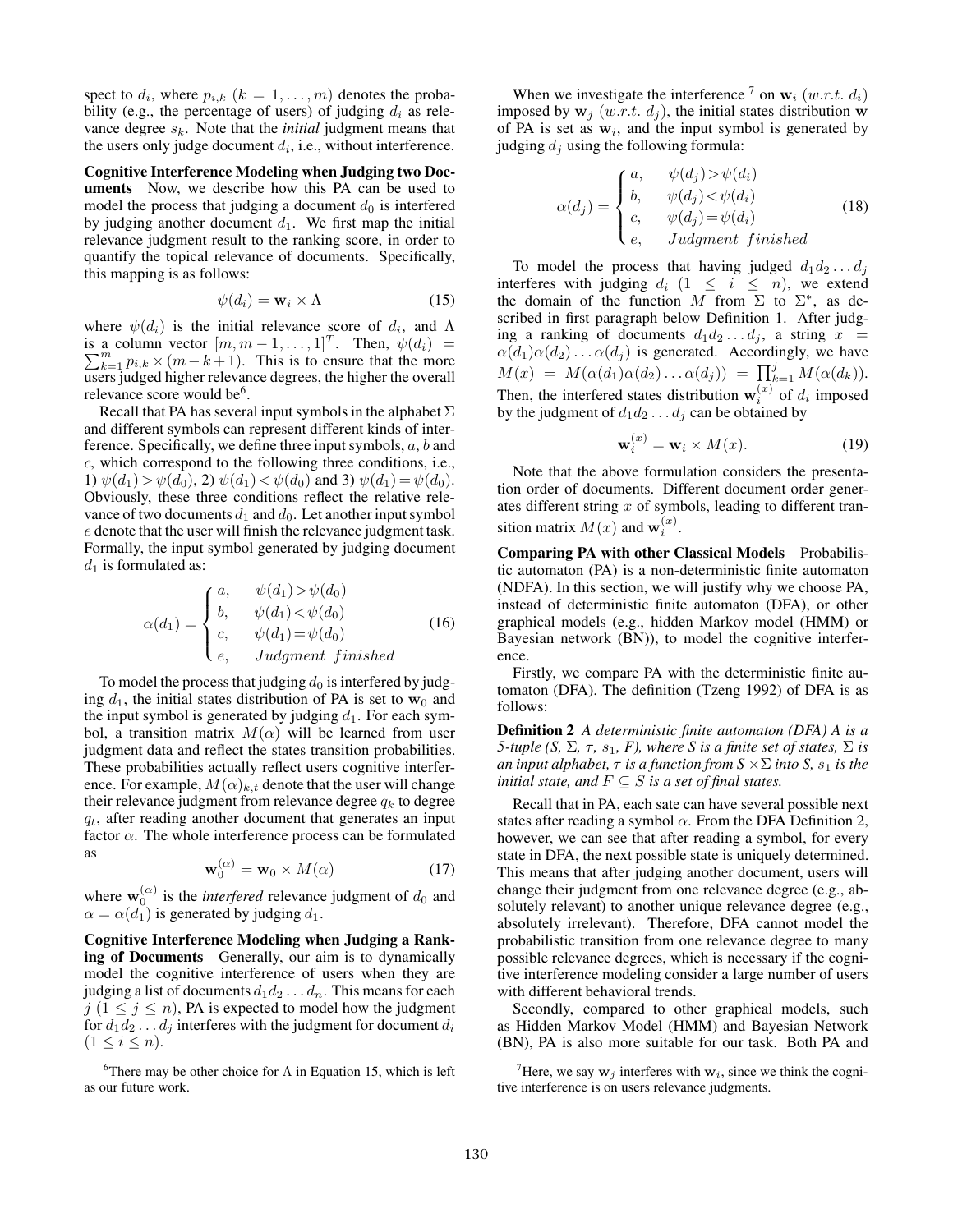spect to $d_i$, where $p_{i,k}$ ($k = 1, \ldots, m$) denotes the probability (e.g., the percentage of users) of judging $d_i$ as relevance degree $s_k$. Note that the *initial* judgment means that the users only judge document $d_i$, i.e., without interference.

**Cognitive Interference Modeling when Judging two Documents** Now, we describe how this PA can be used to model the process that judging a document $d_0$ is interfered by judging another document $d_1$. We first map the initial relevance judgment result to the ranking score, in order to quantify the topical relevance of documents. Specifically, this mapping is as follows:

$$\psi(d_i) = \mathbf{w}_i \times \Lambda \tag{15}$$

where $\psi(d_i)$ is the initial relevance score of $d_i$, and $\Lambda$ is a column vector $[m, m-1, \ldots, 1]^T$. Then, $\psi(d_i) = \sum_{k=1}^{m} p_{i,k} \times (m-k+1)$. This is to ensure that the more users judged higher relevance degrees, the higher the overall relevance score would be[6].

Recall that PA has several input symbols in the alphabet $\Sigma$ and different symbols can represent different kinds of interference. Specifically, we define three input symbols, $a$, $b$ and $c$, which correspond to the following three conditions, i.e., 1) $\psi(d_1) > \psi(d_0)$, 2) $\psi(d_1) < \psi(d_0)$ and 3) $\psi(d_1) = \psi(d_0)$. Obviously, these three conditions reflect the relative relevance of two documents $d_1$ and $d_0$. Let another input symbol $e$ denote that the user will finish the relevance judgment task. Formally, the input symbol generated by judging document $d_1$ is formulated as:

$$\alpha(d_1) = \begin{cases} a, & \psi(d_1) > \psi(d_0) \\ b, & \psi(d_1) < \psi(d_0) \\ c, & \psi(d_1) = \psi(d_0) \\ e, & Judgment\ finished \end{cases} \tag{16}$$

To model the process that judging $d_0$ is interfered by judging $d_1$, the initial states distribution of PA is set to $\mathbf{w}_0$ and the input symbol is generated by judging $d_1$. For each symbol, a transition matrix $M(\alpha)$ will be learned from user judgment data and reflect the states transition probabilities. These probabilities actually reflect users cognitive interference. For example, $M(\alpha)_{k,t}$ denote that the user will change their relevance judgment from relevance degree $q_k$ to degree $q_t$, after reading another document that generates an input factor $\alpha$. The whole interference process can be formulated as

$$\mathbf{w}_0^{(\alpha)} = \mathbf{w}_0 \times M(\alpha) \tag{17}$$

where $\mathbf{w}_0^{(\alpha)}$ is the *interfered* relevance judgment of $d_0$ and $\alpha = \alpha(d_1)$ is generated by judging $d_1$.

**Cognitive Interference Modeling when Judging a Ranking of Documents** Generally, our aim is to dynamically model the cognitive interference of users when they are judging a list of documents $d_1 d_2 \ldots d_n$. This means for each $j$ ($1 \leq j \leq n$), PA is expected to model how the judgment for $d_1 d_2 \ldots d_j$ interferes with the judgment for document $d_i$ ($1 \leq i \leq n$).

When we investigate the interference[7] on $\mathbf{w}_i$ ($w.r.t.\ d_i$) imposed by $\mathbf{w}_j$ ($w.r.t.\ d_j$), the initial states distribution $\mathbf{w}$ of PA is set as $\mathbf{w}_i$, and the input symbol is generated by judging $d_j$ using the following formula:

$$\alpha(d_j) = \begin{cases} a, & \psi(d_j) > \psi(d_i) \\ b, & \psi(d_j) < \psi(d_i) \\ c, & \psi(d_j) = \psi(d_i) \\ e, & Judgment\ finished \end{cases} \tag{18}$$

To model the process that having judged $d_1 d_2 \ldots d_j$ interferes with judging $d_i$ ($1 \leq i \leq n$), we extend the domain of the function $M$ from $\Sigma$ to $\Sigma^*$, as described in first paragraph below Definition 1. After judging a ranking of documents $d_1 d_2 \ldots d_j$, a string $x = \alpha(d_1)\alpha(d_2)\ldots\alpha(d_j)$ is generated. Accordingly, we have $M(x) = M(\alpha(d_1)\alpha(d_2)\ldots\alpha(d_j)) = \prod_{k=1}^{j} M(\alpha(d_k))$. Then, the interfered states distribution $\mathbf{w}_i^{(x)}$ of $d_i$ imposed by the judgment of $d_1 d_2 \ldots d_j$ can be obtained by

$$\mathbf{w}_i^{(x)} = \mathbf{w}_i \times M(x). \tag{19}$$

Note that the above formulation considers the presentation order of documents. Different document order generates different string $x$ of symbols, leading to different transition matrix $M(x)$ and $\mathbf{w}_i^{(x)}$.

**Comparing PA with other Classical Models** Probabilistic automaton (PA) is a non-deterministic finite automaton (NDFA). In this section, we will justify why we choose PA, instead of deterministic finite automaton (DFA), or other graphical models (e.g., hidden Markov model (HMM) or Bayesian network (BN)), to model the cognitive interference.

Firstly, we compare PA with the deterministic finite automaton (DFA). The definition (Tzeng 1992) of DFA is as follows:

**Definition 2** *A deterministic finite automaton (DFA) A is a 5-tuple (S, $\Sigma$, $\tau$, $s_1$, F), where S is a finite set of states, $\Sigma$ is an input alphabet, $\tau$ is a function from $S \times \Sigma$ into S, $s_1$ is the initial state, and $F \subseteq S$ is a set of final states.*

Recall that in PA, each sate can have several possible next states after reading a symbol $\alpha$. From the DFA Definition 2, however, we can see that after reading a symbol, for every state in DFA, the next possible state is uniquely determined. This means that after judging another document, users will change their judgment from one relevance degree (e.g., absolutely relevant) to another unique relevance degree (e.g., absolutely irrelevant). Therefore, DFA cannot model the probabilistic transition from one relevance degree to many possible relevance degrees, which is necessary if the cognitive interference modeling consider a large number of users with different behavioral trends.

Secondly, compared to other graphical models, such as Hidden Markov Model (HMM) and Bayesian Network (BN), PA is also more suitable for our task. Both PA and

[6] There may be other choice for $\Lambda$ in Equation 15, which is left as our future work.

[7] Here, we say $\mathbf{w}_j$ interferes with $\mathbf{w}_i$, since we think the cognitive interference is on users relevance judgments.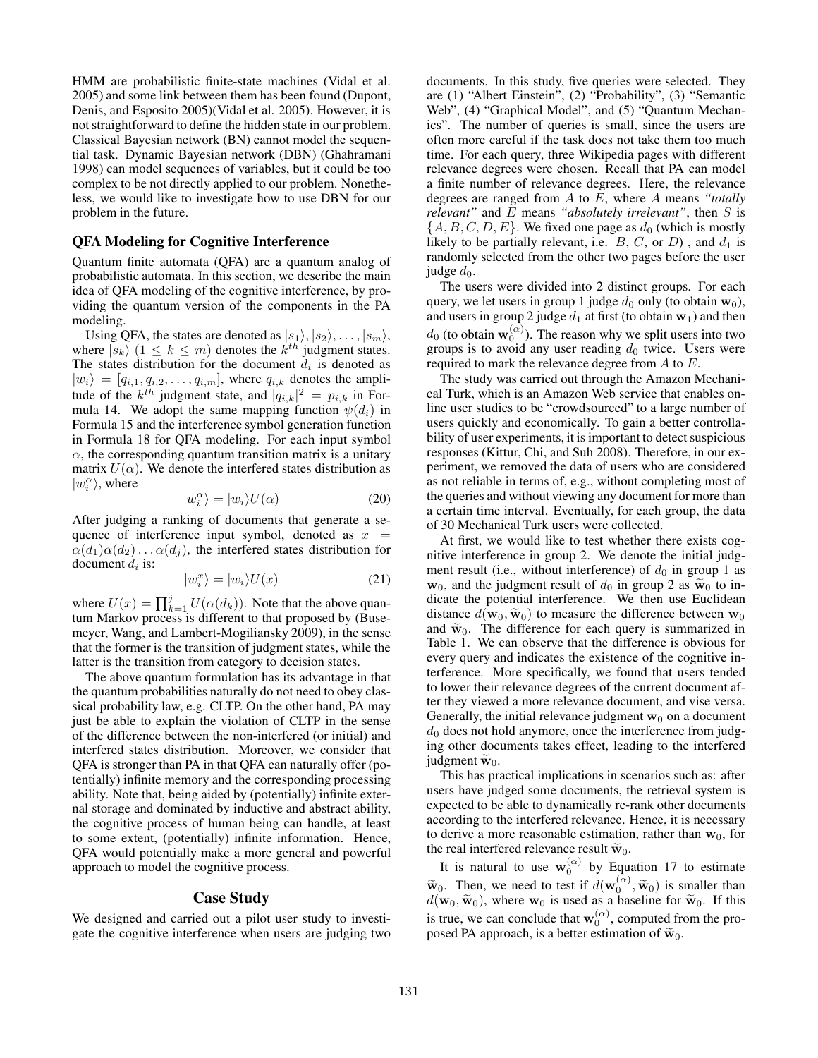HMM are probabilistic finite-state machines (Vidal et al. 2005) and some link between them has been found (Dupont, Denis, and Esposito 2005)(Vidal et al. 2005). However, it is not straightforward to define the hidden state in our problem. Classical Bayesian network (BN) cannot model the sequential task. Dynamic Bayesian network (DBN) (Ghahramani 1998) can model sequences of variables, but it could be too complex to be not directly applied to our problem. Nonetheless, we would like to investigate how to use DBN for our problem in the future.

### QFA Modeling for Cognitive Interference

Quantum finite automata (QFA) are a quantum analog of probabilistic automata. In this section, we describe the main idea of QFA modeling of the cognitive interference, by providing the quantum version of the components in the PA modeling.

Using QFA, the states are denoted as $|s_1\rangle, |s_2\rangle, \ldots, |s_m\rangle$, where $|s_k\rangle$ $(1 \leq k \leq m)$ denotes the $k^{th}$ judgment states. The states distribution for the document $d_i$ is denoted as $|w_i\rangle = [q_{i,1}, q_{i,2}, \ldots, q_{i,m}]$, where $q_{i,k}$ denotes the amplitude of the $k^{th}$ judgment state, and $|q_{i,k}|^2 = p_{i,k}$ in Formula 14. We adopt the same mapping function $\psi(d_i)$ in Formula 15 and the interference symbol generation function in Formula 18 for QFA modeling. For each input symbol $\alpha$, the corresponding quantum transition matrix is a unitary matrix $U(\alpha)$. We denote the interfered states distribution as $|w_i^{\alpha}\rangle$, where

$$|w_i^{\alpha}\rangle = |w_i\rangle U(\alpha) \tag{20}$$

After judging a ranking of documents that generate a sequence of interference input symbol, denoted as $x = \alpha(d_1)\alpha(d_2)\ldots\alpha(d_j)$, the interfered states distribution for document $d_i$ is:

$$|w_i^{x}\rangle = |w_i\rangle U(x) \tag{21}$$

where $U(x) = \prod_{k=1}^{j} U(\alpha(d_k))$. Note that the above quantum Markov process is different to that proposed by (Busemeyer, Wang, and Lambert-Mogiliansky 2009), in the sense that the former is the transition of judgment states, while the latter is the transition from category to decision states.

The above quantum formulation has its advantage in that the quantum probabilities naturally do not need to obey classical probability law, e.g. CLTP. On the other hand, PA may just be able to explain the violation of CLTP in the sense of the difference between the non-interfered (or initial) and interfered states distribution. Moreover, we consider that QFA is stronger than PA in that QFA can naturally offer (potentially) infinite memory and the corresponding processing ability. Note that, being aided by (potentially) infinite external storage and dominated by inductive and abstract ability, the cognitive process of human being can handle, at least to some extent, (potentially) infinite information. Hence, QFA would potentially make a more general and powerful approach to model the cognitive process.

## Case Study

We designed and carried out a pilot user study to investigate the cognitive interference when users are judging two documents. In this study, five queries were selected. They are (1) "Albert Einstein", (2) "Probability", (3) "Semantic Web", (4) "Graphical Model", and (5) "Quantum Mechanics". The number of queries is small, since the users are often more careful if the task does not take them too much time. For each query, three Wikipedia pages with different relevance degrees were chosen. Recall that PA can model a finite number of relevance degrees. Here, the relevance degrees are ranged from $A$ to $E$, where $A$ means *"totally relevant"* and $E$ means *"absolutely irrelevant"*, then $S$ is $\{A, B, C, D, E\}$. We fixed one page as $d_0$ (which is mostly likely to be partially relevant, i.e. $B$, $C$, or $D$) , and $d_1$ is randomly selected from the other two pages before the user judge $d_0$.

The users were divided into 2 distinct groups. For each query, we let users in group 1 judge $d_0$ only (to obtain $\mathbf{w}_0$), and users in group 2 judge $d_1$ at first (to obtain $\mathbf{w}_1$) and then $d_0$ (to obtain $\mathbf{w}_0^{(\alpha)}$). The reason why we split users into two groups is to avoid any user reading $d_0$ twice. Users were required to mark the relevance degree from $A$ to $E$.

The study was carried out through the Amazon Mechanical Turk, which is an Amazon Web service that enables online user studies to be "crowdsourced" to a large number of users quickly and economically. To gain a better controllability of user experiments, it is important to detect suspicious responses (Kittur, Chi, and Suh 2008). Therefore, in our experiment, we removed the data of users who are considered as not reliable in terms of, e.g., without completing most of the queries and without viewing any document for more than a certain time interval. Eventually, for each group, the data of 30 Mechanical Turk users were collected.

At first, we would like to test whether there exists cognitive interference in group 2. We denote the initial judgment result (i.e., without interference) of $d_0$ in group 1 as $\mathbf{w}_0$, and the judgment result of $d_0$ in group 2 as $\widetilde{\mathbf{w}}_0$ to indicate the potential interference. We then use Euclidean distance $d(\mathbf{w}_0, \widetilde{\mathbf{w}}_0)$ to measure the difference between $\mathbf{w}_0$ and $\widetilde{\mathbf{w}}_0$. The difference for each query is summarized in Table 1. We can observe that the difference is obvious for every query and indicates the existence of the cognitive interference. More specifically, we found that users tended to lower their relevance degrees of the current document after they viewed a more relevance document, and vise versa. Generally, the initial relevance judgment $\mathbf{w}_0$ on a document $d_0$ does not hold anymore, once the interference from judging other documents takes effect, leading to the interfered judgment $\widetilde{\mathbf{w}}_0$.

This has practical implications in scenarios such as: after users have judged some documents, the retrieval system is expected to be able to dynamically re-rank other documents according to the interfered relevance. Hence, it is necessary to derive a more reasonable estimation, rather than $\mathbf{w}_0$, for the real interfered relevance result $\widetilde{\mathbf{w}}_0$.

It is natural to use $\mathbf{w}_0^{(\alpha)}$ by Equation 17 to estimate $\widetilde{\mathbf{w}}_0$. Then, we need to test if $d(\mathbf{w}_0^{(\alpha)}, \widetilde{\mathbf{w}}_0)$ is smaller than $d(\mathbf{w}_0, \widetilde{\mathbf{w}}_0)$, where $\mathbf{w}_0$ is used as a baseline for $\widetilde{\mathbf{w}}_0$. If this is true, we can conclude that $\mathbf{w}_0^{(\alpha)}$, computed from the proposed PA approach, is a better estimation of $\widetilde{\mathbf{w}}_0$.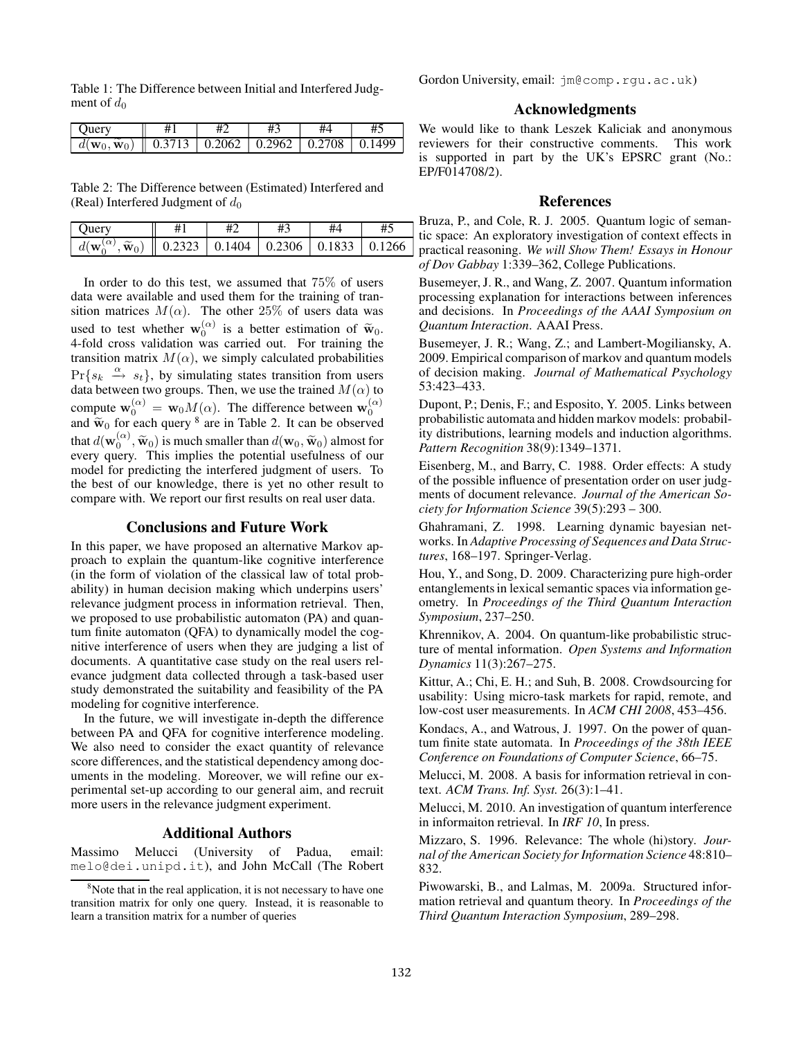Table 1: The Difference between Initial and Interfered Judgment of $d_0$

| Query | #1 | #2 | #3 | #4 | #5 |
|---|---|---|---|---|---|
| $d(\mathbf{w}_0, \widetilde{\mathbf{w}}_0)$ | 0.3713 | 0.2062 | 0.2962 | 0.2708 | 0.1499 |

Table 2: The Difference between (Estimated) Interfered and (Real) Interfered Judgment of $d_0$

| Query | #1 | #2 | #3 | #4 | #5 |
|---|---|---|---|---|---|
| $d(\mathbf{w}_0^{(\alpha)}, \widetilde{\mathbf{w}}_0)$ | 0.2323 | 0.1404 | 0.2306 | 0.1833 | 0.1266 |

In order to do this test, we assumed that 75% of users data were available and used them for the training of transition matrices $M(\alpha)$. The other 25% of users data was used to test whether $\mathbf{w}_0^{(\alpha)}$ is a better estimation of $\widetilde{\mathbf{w}}_0$. 4-fold cross validation was carried out. For training the transition matrix $M(\alpha)$, we simply calculated probabilities $\Pr\{s_k \xrightarrow{\alpha} s_t\}$, by simulating states transition from users data between two groups. Then, we use the trained $M(\alpha)$ to compute $\mathbf{w}_0^{(\alpha)} = \mathbf{w}_0 M(\alpha)$. The difference between $\mathbf{w}_0^{(\alpha)}$ and $\widetilde{\mathbf{w}}_0$ for each query [8] are in Table 2. It can be observed that $d(\mathbf{w}_0^{(\alpha)}, \widetilde{\mathbf{w}}_0)$ is much smaller than $d(\mathbf{w}_0, \widetilde{\mathbf{w}}_0)$ almost for every query. This implies the potential usefulness of our model for predicting the interfered judgment of users. To the best of our knowledge, there is yet no other result to compare with. We report our first results on real user data.

## Conclusions and Future Work

In this paper, we have proposed an alternative Markov approach to explain the quantum-like cognitive interference (in the form of violation of the classical law of total probability) in human decision making which underpins users' relevance judgment process in information retrieval. Then, we proposed to use probabilistic automaton (PA) and quantum finite automaton (QFA) to dynamically model the cognitive interference of users when they are judging a list of documents. A quantitative case study on the real users relevance judgment data collected through a task-based user study demonstrated the suitability and feasibility of the PA modeling for cognitive interference.

In the future, we will investigate in-depth the difference between PA and QFA for cognitive interference modeling. We also need to consider the exact quantity of relevance score differences, and the statistical dependency among documents in the modeling. Moreover, we will refine our experimental set-up according to our general aim, and recruit more users in the relevance judgment experiment.

## Additional Authors

Massimo Melucci (University of Padua, email: melo@dei.unipd.it), and John McCall (The Robert Gordon University, email: jm@comp.rgu.ac.uk)

[8] Note that in the real application, it is not necessary to have one transition matrix for only one query. Instead, it is reasonable to learn a transition matrix for a number of queries

## Acknowledgments

We would like to thank Leszek Kaliciak and anonymous reviewers for their constructive comments. This work is supported in part by the UK's EPSRC grant (No.: EP/F014708/2).

## References

Bruza, P., and Cole, R. J. 2005. Quantum logic of semantic space: An exploratory investigation of context effects in practical reasoning. *We will Show Them! Essays in Honour of Dov Gabbay* 1:339–362, College Publications.

Busemeyer, J. R., and Wang, Z. 2007. Quantum information processing explanation for interactions between inferences and decisions. In *Proceedings of the AAAI Symposium on Quantum Interaction*. AAAI Press.

Busemeyer, J. R.; Wang, Z.; and Lambert-Mogiliansky, A. 2009. Empirical comparison of markov and quantum models of decision making. *Journal of Mathematical Psychology* 53:423–433.

Dupont, P.; Denis, F.; and Esposito, Y. 2005. Links between probabilistic automata and hidden markov models: probability distributions, learning models and induction algorithms. *Pattern Recognition* 38(9):1349–1371.

Eisenberg, M., and Barry, C. 1988. Order effects: A study of the possible influence of presentation order on user judgments of document relevance. *Journal of the American Society for Information Science* 39(5):293 – 300.

Ghahramani, Z. 1998. Learning dynamic bayesian networks. In *Adaptive Processing of Sequences and Data Structures*, 168–197. Springer-Verlag.

Hou, Y., and Song, D. 2009. Characterizing pure high-order entanglements in lexical semantic spaces via information geometry. In *Proceedings of the Third Quantum Interaction Symposium*, 237–250.

Khrennikov, A. 2004. On quantum-like probabilistic structure of mental information. *Open Systems and Information Dynamics* 11(3):267–275.

Kittur, A.; Chi, E. H.; and Suh, B. 2008. Crowdsourcing for usability: Using micro-task markets for rapid, remote, and low-cost user measurements. In *ACM CHI 2008*, 453–456.

Kondacs, A., and Watrous, J. 1997. On the power of quantum finite state automata. In *Proceedings of the 38th IEEE Conference on Foundations of Computer Science*, 66–75.

Melucci, M. 2008. A basis for information retrieval in context. *ACM Trans. Inf. Syst.* 26(3):1–41.

Melucci, M. 2010. An investigation of quantum interference in informaiton retrieval. In *IRF 10*, In press.

Mizzaro, S. 1996. Relevance: The whole (hi)story. *Journal of the American Society for Information Science* 48:810–832.

Piwowarski, B., and Lalmas, M. 2009a. Structured information retrieval and quantum theory. In *Proceedings of the Third Quantum Interaction Symposium*, 289–298.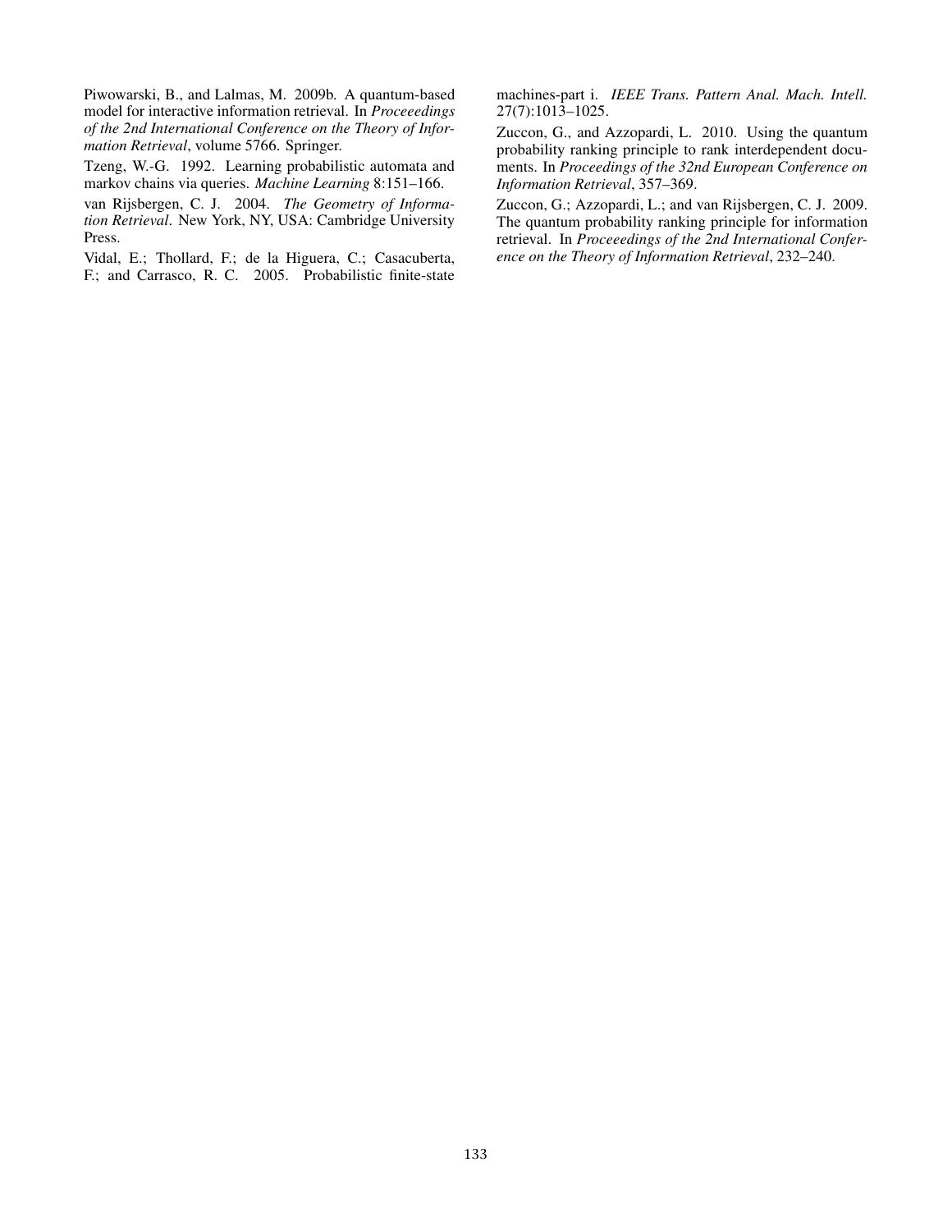Piwowarski, B., and Lalmas, M. 2009b. A quantum-based model for interactive information retrieval. In *Proceeedings of the 2nd International Conference on the Theory of Information Retrieval*, volume 5766. Springer.

Tzeng, W.-G. 1992. Learning probabilistic automata and markov chains via queries. *Machine Learning* 8:151–166.

van Rijsbergen, C. J. 2004. *The Geometry of Information Retrieval*. New York, NY, USA: Cambridge University Press.

Vidal, E.; Thollard, F.; de la Higuera, C.; Casacuberta, F.; and Carrasco, R. C. 2005. Probabilistic finite-state machines-part i. *IEEE Trans. Pattern Anal. Mach. Intell.* 27(7):1013–1025.

Zuccon, G., and Azzopardi, L. 2010. Using the quantum probability ranking principle to rank interdependent documents. In *Proceedings of the 32nd European Conference on Information Retrieval*, 357–369.

Zuccon, G.; Azzopardi, L.; and van Rijsbergen, C. J. 2009. The quantum probability ranking principle for information retrieval. In *Proceeedings of the 2nd International Conference on the Theory of Information Retrieval*, 232–240.